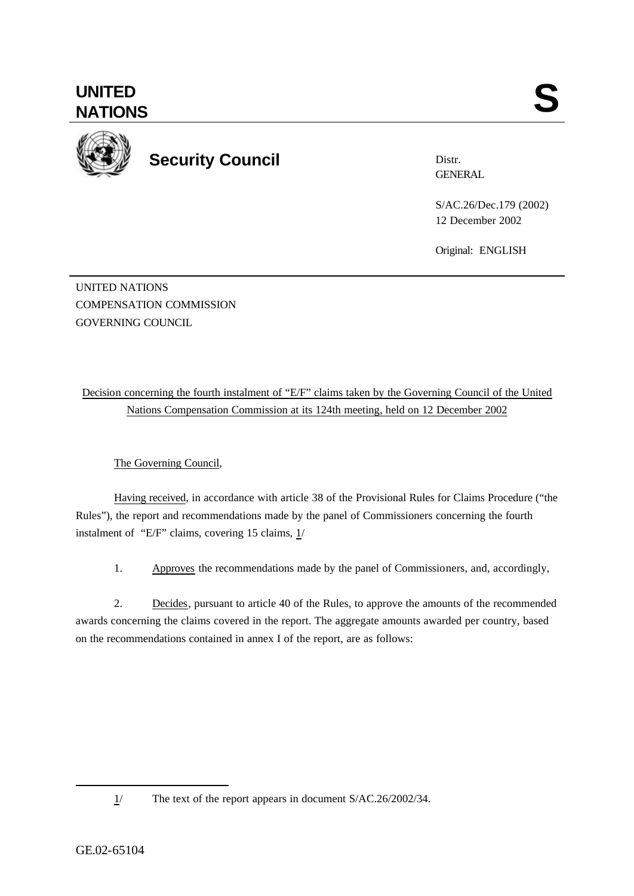**UNITED NATIONS**

# S

**Security Council**

Distr.
GENERAL

S/AC.26/Dec.179 (2002)
12 December 2002

Original: ENGLISH

UNITED NATIONS
COMPENSATION COMMISSION
GOVERNING COUNCIL

Decision concerning the fourth instalment of "E/F" claims taken by the Governing Council of the United Nations Compensation Commission at its 124th meeting, held on 12 December 2002

The Governing Council,

Having received, in accordance with article 38 of the Provisional Rules for Claims Procedure ("the Rules"), the report and recommendations made by the panel of Commissioners concerning the fourth instalment of "E/F" claims, covering 15 claims, 1/

1. Approves the recommendations made by the panel of Commissioners, and, accordingly,

2. Decides, pursuant to article 40 of the Rules, to approve the amounts of the recommended awards concerning the claims covered in the report. The aggregate amounts awarded per country, based on the recommendations contained in annex I of the report, are as follows:

---

1/ The text of the report appears in document S/AC.26/2002/34.

GE.02-65104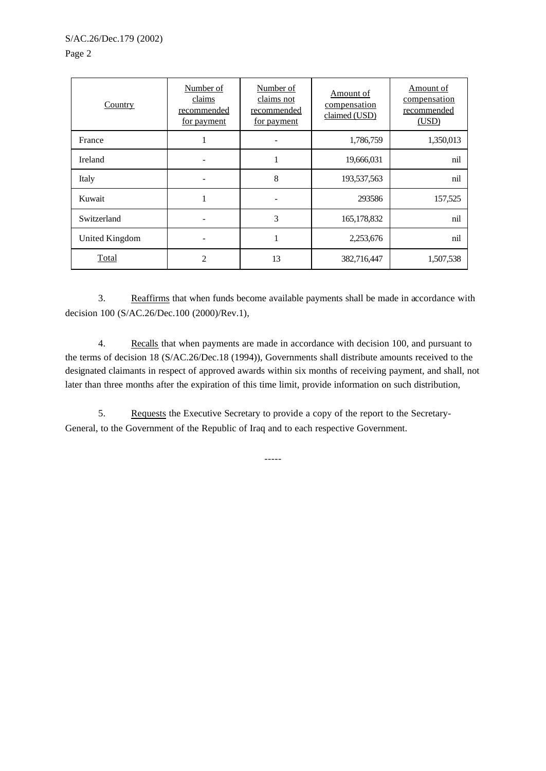| Country | Number of claims recommended for payment | Number of claims not recommended for payment | Amount of compensation claimed (USD) | Amount of compensation recommended (USD) |
|---|---|---|---|---|
| France | 1 | - | 1,786,759 | 1,350,013 |
| Ireland | - | 1 | 19,666,031 | nil |
| Italy | - | 8 | 193,537,563 | nil |
| Kuwait | 1 | - | 293586 | 157,525 |
| Switzerland | - | 3 | 165,178,832 | nil |
| United Kingdom | - | 1 | 2,253,676 | nil |
| Total | 2 | 13 | 382,716,447 | 1,507,538 |

3. Reaffirms that when funds become available payments shall be made in accordance with decision 100 (S/AC.26/Dec.100 (2000)/Rev.1),

4. Recalls that when payments are made in accordance with decision 100, and pursuant to the terms of decision 18 (S/AC.26/Dec.18 (1994)), Governments shall distribute amounts received to the designated claimants in respect of approved awards within six months of receiving payment, and shall, not later than three months after the expiration of this time limit, provide information on such distribution,

5. Requests the Executive Secretary to provide a copy of the report to the Secretary-General, to the Government of the Republic of Iraq and to each respective Government.

-----